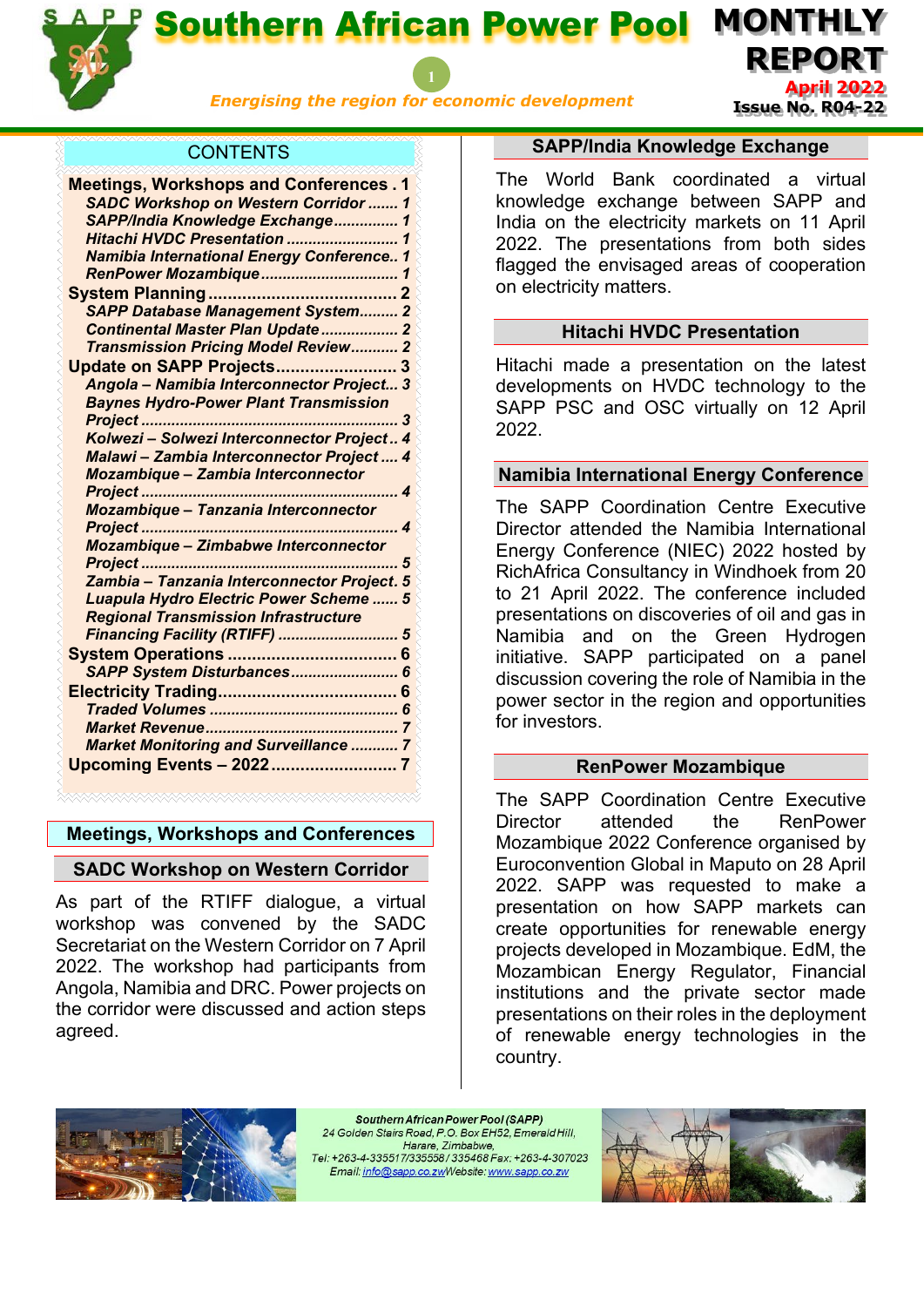# Southern African Power Pool

*Energising the region for economic development*

**MONTHLY REPORT**
**April 2022**
**Issue No. R04-22**

## CONTENTS

**Meetings, Workshops and Conferences** . 1
- *SADC Workshop on Western Corridor* ....... 1
- *SAPP/India Knowledge Exchange* ............... 1
- *Hitachi HVDC Presentation* .......................... 1
- *Namibia International Energy Conference*.. 1
- *RenPower Mozambique* ................................ 1

**System Planning** ........................................ 2
- *SAPP Database Management System*......... 2
- *Continental Master Plan Update* .................. 2
- *Transmission Pricing Model Review*........... 2

**Update on SAPP Projects**......................... 3
- *Angola – Namibia Interconnector Project*... 3
- *Baynes Hydro-Power Plant Transmission Project* ........................................................... 3
- *Kolwezi – Solwezi Interconnector Project* .. 4
- *Malawi – Zambia Interconnector Project* .... 4
- *Mozambique – Zambia Interconnector Project* ........................................................... 4
- *Mozambique – Tanzania Interconnector Project* ........................................................... 4
- *Mozambique – Zimbabwe Interconnector Project* ........................................................... 5
- *Zambia – Tanzania Interconnector Project*. 5
- *Luapula Hydro Electric Power Scheme* ...... 5
- *Regional Transmission Infrastructure Financing Facility (RTIFF)* ........................... 5

**System Operations** ................................... 6
- *SAPP System Disturbances*........................ 6

**Electricity Trading**..................................... 6
- *Traded Volumes* ........................................... 6
- *Market Revenue*............................................ 7
- *Market Monitoring and Surveillance* ........... 7

**Upcoming Events – 2022**.......................... 7

## Meetings, Workshops and Conferences

### SADC Workshop on Western Corridor

As part of the RTIFF dialogue, a virtual workshop was convened by the SADC Secretariat on the Western Corridor on 7 April 2022. The workshop had participants from Angola, Namibia and DRC. Power projects on the corridor were discussed and action steps agreed.

### SAPP/India Knowledge Exchange

The World Bank coordinated a virtual knowledge exchange between SAPP and India on the electricity markets on 11 April 2022. The presentations from both sides flagged the envisaged areas of cooperation on electricity matters.

### Hitachi HVDC Presentation

Hitachi made a presentation on the latest developments on HVDC technology to the SAPP PSC and OSC virtually on 12 April 2022.

### Namibia International Energy Conference

The SAPP Coordination Centre Executive Director attended the Namibia International Energy Conference (NIEC) 2022 hosted by RichAfrica Consultancy in Windhoek from 20 to 21 April 2022. The conference included presentations on discoveries of oil and gas in Namibia and on the Green Hydrogen initiative. SAPP participated on a panel discussion covering the role of Namibia in the power sector in the region and opportunities for investors.

### RenPower Mozambique

The SAPP Coordination Centre Executive Director attended the RenPower Mozambique 2022 Conference organised by Euroconvention Global in Maputo on 28 April 2022. SAPP was requested to make a presentation on how SAPP markets can create opportunities for renewable energy projects developed in Mozambique. EdM, the Mozambican Energy Regulator, Financial institutions and the private sector made presentations on their roles in the deployment of renewable energy technologies in the country.

**Southern African Power Pool (SAPP)**
24 Golden Stairs Road, P.O. Box EH52, Emerald Hill, Harare, Zimbabwe,
Tel: +263-4-335517/335558 / 335468 Fax: +263-4-307023
Email: info@sapp.co.zw Website: www.sapp.co.zw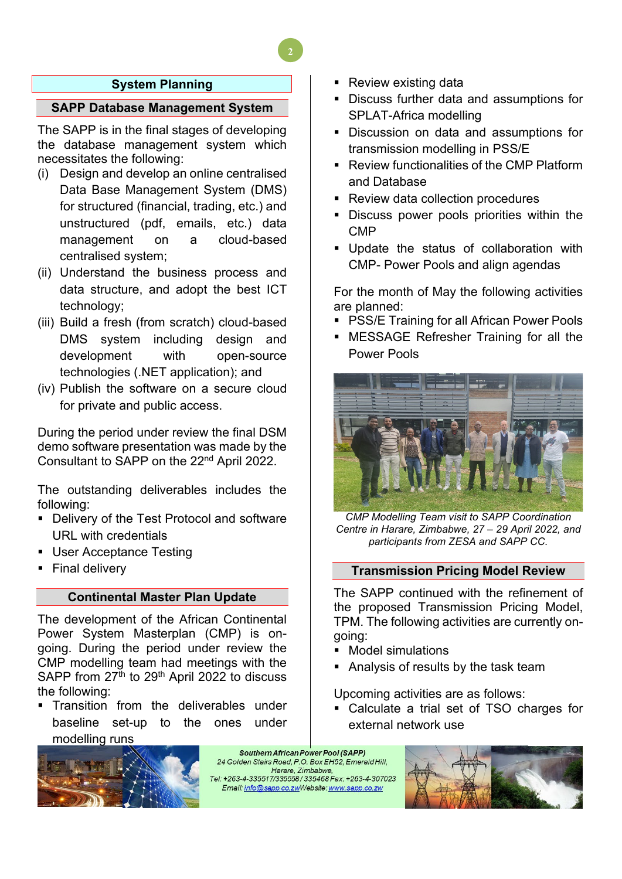# System Planning

## SAPP Database Management System

The SAPP is in the final stages of developing the database management system which necessitates the following:

(i) Design and develop an online centralised Data Base Management System (DMS) for structured (financial, trading, etc.) and unstructured (pdf, emails, etc.) data management on a cloud-based centralised system;

(ii) Understand the business process and data structure, and adopt the best ICT technology;

(iii) Build a fresh (from scratch) cloud-based DMS system including design and development with open-source technologies (.NET application); and

(iv) Publish the software on a secure cloud for private and public access.

During the period under review the final DSM demo software presentation was made by the Consultant to SAPP on the 22nd April 2022.

The outstanding deliverables includes the following:

- Delivery of the Test Protocol and software URL with credentials
- User Acceptance Testing
- Final delivery

## Continental Master Plan Update

The development of the African Continental Power System Masterplan (CMP) is on-going. During the period under review the CMP modelling team had meetings with the SAPP from 27th to 29th April 2022 to discuss the following:

- Transition from the deliverables under baseline set-up to the ones under modelling runs
- Review existing data
- Discuss further data and assumptions for SPLAT-Africa modelling
- Discussion on data and assumptions for transmission modelling in PSS/E
- Review functionalities of the CMP Platform and Database
- Review data collection procedures
- Discuss power pools priorities within the CMP
- Update the status of collaboration with CMP- Power Pools and align agendas

For the month of May the following activities are planned:

- PSS/E Training for all African Power Pools
- MESSAGE Refresher Training for all the Power Pools

*CMP Modelling Team visit to SAPP Coordination Centre in Harare, Zimbabwe, 27 – 29 April 2022, and participants from ZESA and SAPP CC.*

## Transmission Pricing Model Review

The SAPP continued with the refinement of the proposed Transmission Pricing Model, TPM. The following activities are currently on-going:

- Model simulations
- Analysis of results by the task team

Upcoming activities are as follows:

- Calculate a trial set of TSO charges for external network use

**Southern African Power Pool (SAPP)**
24 Golden Stairs Road, P.O. Box EH52, Emerald Hill, Harare, Zimbabwe,
Tel: +263-4-335517/335558 / 335468 Fax: +263-4-307023
Email: info@sapp.co.zw Website: www.sapp.co.zw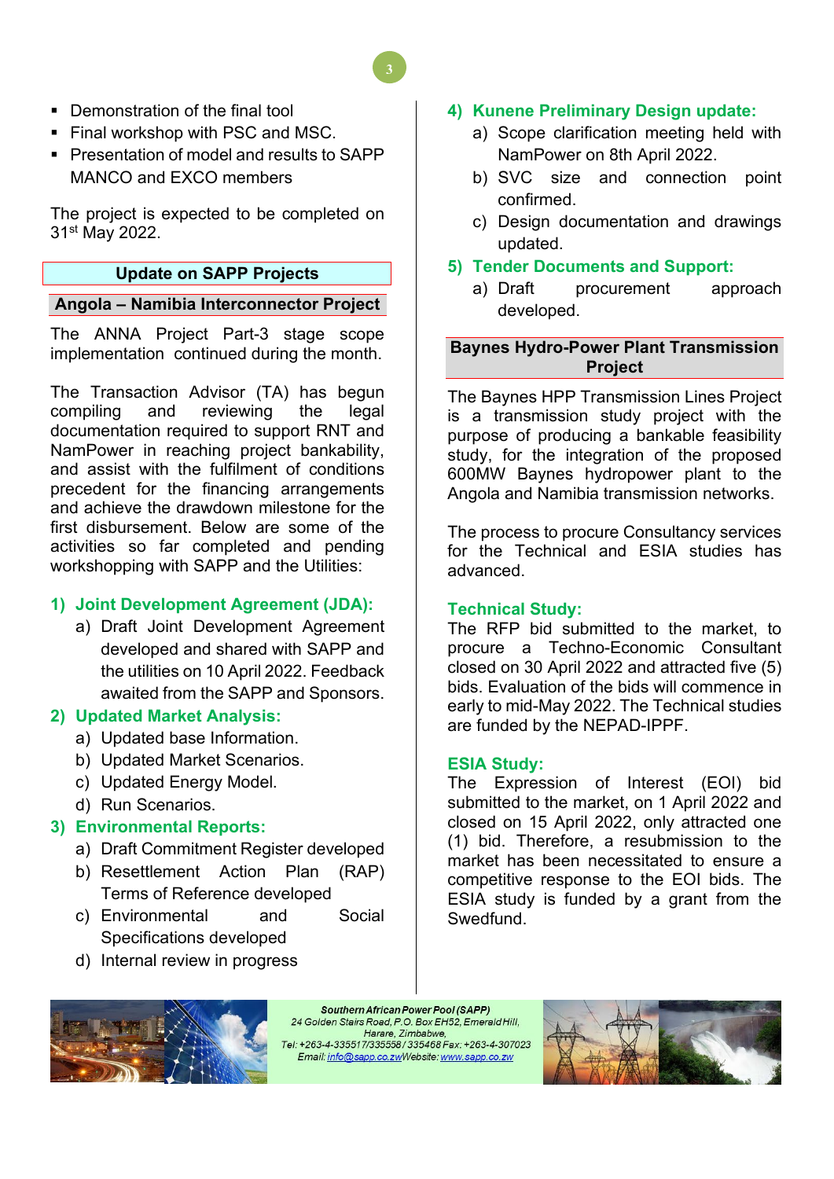- Demonstration of the final tool
- Final workshop with PSC and MSC.
- Presentation of model and results to SAPP MANCO and EXCO members

The project is expected to be completed on 31st May 2022.

## Update on SAPP Projects

### Angola – Namibia Interconnector Project

The ANNA Project Part-3 stage scope implementation continued during the month.

The Transaction Advisor (TA) has begun compiling and reviewing the legal documentation required to support RNT and NamPower in reaching project bankability, and assist with the fulfilment of conditions precedent for the financing arrangements and achieve the drawdown milestone for the first disbursement. Below are some of the activities so far completed and pending workshopping with SAPP and the Utilities:

**1) Joint Development Agreement (JDA):**

a) Draft Joint Development Agreement developed and shared with SAPP and the utilities on 10 April 2022. Feedback awaited from the SAPP and Sponsors.

**2) Updated Market Analysis:**

a) Updated base Information.
b) Updated Market Scenarios.
c) Updated Energy Model.
d) Run Scenarios.

**3) Environmental Reports:**

a) Draft Commitment Register developed
b) Resettlement Action Plan (RAP) Terms of Reference developed
c) Environmental and Social Specifications developed
d) Internal review in progress

**4) Kunene Preliminary Design update:**

a) Scope clarification meeting held with NamPower on 8th April 2022.
b) SVC size and connection point confirmed.
c) Design documentation and drawings updated.

**5) Tender Documents and Support:**

a) Draft procurement approach developed.

### Baynes Hydro-Power Plant Transmission Project

The Baynes HPP Transmission Lines Project is a transmission study project with the purpose of producing a bankable feasibility study, for the integration of the proposed 600MW Baynes hydropower plant to the Angola and Namibia transmission networks.

The process to procure Consultancy services for the Technical and ESIA studies has advanced.

**Technical Study:**

The RFP bid submitted to the market, to procure a Techno-Economic Consultant closed on 30 April 2022 and attracted five (5) bids. Evaluation of the bids will commence in early to mid-May 2022. The Technical studies are funded by the NEPAD-IPPF.

**ESIA Study:**

The Expression of Interest (EOI) bid submitted to the market, on 1 April 2022 and closed on 15 April 2022, only attracted one (1) bid. Therefore, a resubmission to the market has been necessitated to ensure a competitive response to the EOI bids. The ESIA study is funded by a grant from the Swedfund.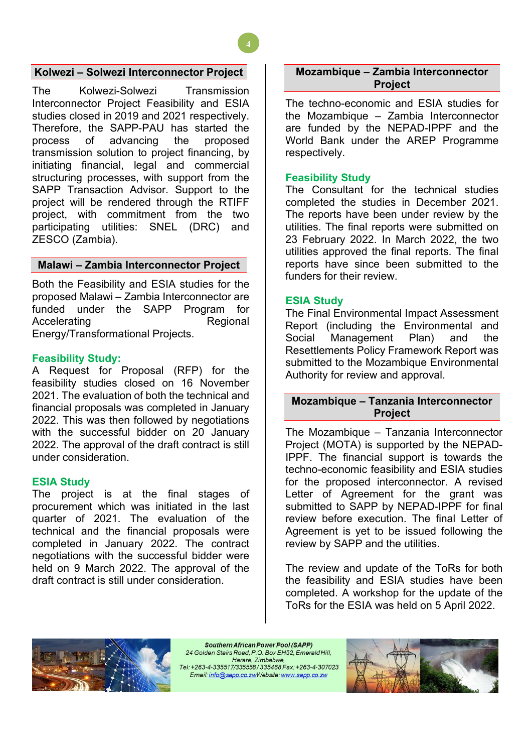## Kolwezi – Solwezi Interconnector Project

The Kolwezi-Solwezi Transmission Interconnector Project Feasibility and ESIA studies closed in 2019 and 2021 respectively. Therefore, the SAPP-PAU has started the process of advancing the proposed transmission solution to project financing, by initiating financial, legal and commercial structuring processes, with support from the SAPP Transaction Advisor. Support to the project will be rendered through the RTIFF project, with commitment from the two participating utilities: SNEL (DRC) and ZESCO (Zambia).

## Malawi – Zambia Interconnector Project

Both the Feasibility and ESIA studies for the proposed Malawi – Zambia Interconnector are funded under the SAPP Program for Accelerating Regional Energy/Transformational Projects.

### Feasibility Study:

A Request for Proposal (RFP) for the feasibility studies closed on 16 November 2021. The evaluation of both the technical and financial proposals was completed in January 2022. This was then followed by negotiations with the successful bidder on 20 January 2022. The approval of the draft contract is still under consideration.

### ESIA Study

The project is at the final stages of procurement which was initiated in the last quarter of 2021. The evaluation of the technical and the financial proposals were completed in January 2022. The contract negotiations with the successful bidder were held on 9 March 2022. The approval of the draft contract is still under consideration.

## Mozambique – Zambia Interconnector Project

The techno-economic and ESIA studies for the Mozambique – Zambia Interconnector are funded by the NEPAD-IPPF and the World Bank under the AREP Programme respectively.

### Feasibility Study

The Consultant for the technical studies completed the studies in December 2021. The reports have been under review by the utilities. The final reports were submitted on 23 February 2022. In March 2022, the two utilities approved the final reports. The final reports have since been submitted to the funders for their review.

### ESIA Study

The Final Environmental Impact Assessment Report (including the Environmental and Social Management Plan) and the Resettlements Policy Framework Report was submitted to the Mozambique Environmental Authority for review and approval.

## Mozambique – Tanzania Interconnector Project

The Mozambique – Tanzania Interconnector Project (MOTA) is supported by the NEPAD-IPPF. The financial support is towards the techno-economic feasibility and ESIA studies for the proposed interconnector. A revised Letter of Agreement for the grant was submitted to SAPP by NEPAD-IPPF for final review before execution. The final Letter of Agreement is yet to be issued following the review by SAPP and the utilities.

The review and update of the ToRs for both the feasibility and ESIA studies have been completed. A workshop for the update of the ToRs for the ESIA was held on 5 April 2022.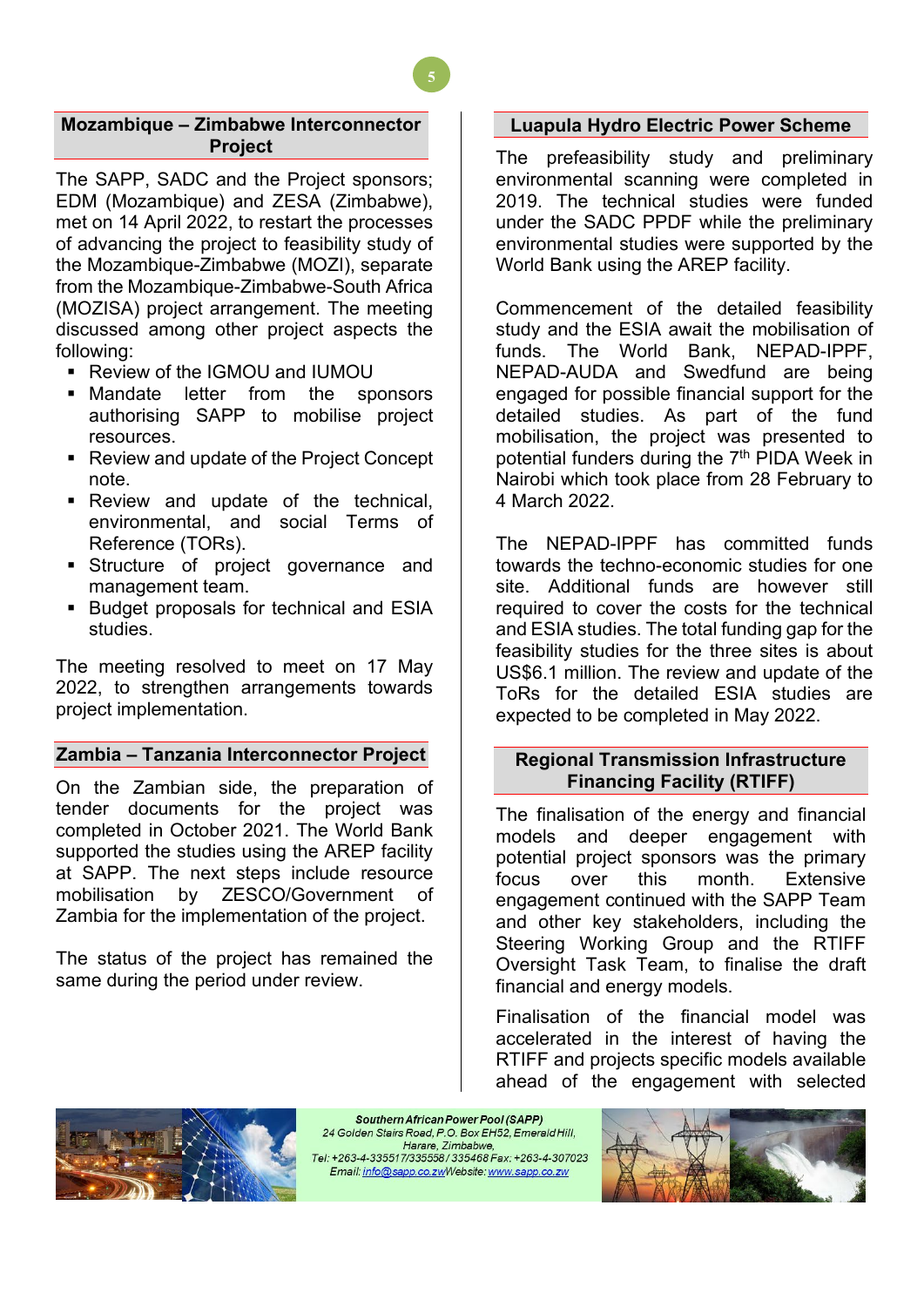## Mozambique – Zimbabwe Interconnector Project

The SAPP, SADC and the Project sponsors; EDM (Mozambique) and ZESA (Zimbabwe), met on 14 April 2022, to restart the processes of advancing the project to feasibility study of the Mozambique-Zimbabwe (MOZI), separate from the Mozambique-Zimbabwe-South Africa (MOZISA) project arrangement. The meeting discussed among other project aspects the following:

- Review of the IGMOU and IUMOU
- Mandate letter from the sponsors authorising SAPP to mobilise project resources.
- Review and update of the Project Concept note.
- Review and update of the technical, environmental, and social Terms of Reference (TORs).
- Structure of project governance and management team.
- Budget proposals for technical and ESIA studies.

The meeting resolved to meet on 17 May 2022, to strengthen arrangements towards project implementation.

## Zambia – Tanzania Interconnector Project

On the Zambian side, the preparation of tender documents for the project was completed in October 2021. The World Bank supported the studies using the AREP facility at SAPP. The next steps include resource mobilisation by ZESCO/Government of Zambia for the implementation of the project.

The status of the project has remained the same during the period under review.

## Luapula Hydro Electric Power Scheme

The prefeasibility study and preliminary environmental scanning were completed in 2019. The technical studies were funded under the SADC PPDF while the preliminary environmental studies were supported by the World Bank using the AREP facility.

Commencement of the detailed feasibility study and the ESIA await the mobilisation of funds. The World Bank, NEPAD-IPPF, NEPAD-AUDA and Swedfund are being engaged for possible financial support for the detailed studies. As part of the fund mobilisation, the project was presented to potential funders during the 7th PIDA Week in Nairobi which took place from 28 February to 4 March 2022.

The NEPAD-IPPF has committed funds towards the techno-economic studies for one site. Additional funds are however still required to cover the costs for the technical and ESIA studies. The total funding gap for the feasibility studies for the three sites is about US$6.1 million. The review and update of the ToRs for the detailed ESIA studies are expected to be completed in May 2022.

## Regional Transmission Infrastructure Financing Facility (RTIFF)

The finalisation of the energy and financial models and deeper engagement with potential project sponsors was the primary focus over this month. Extensive engagement continued with the SAPP Team and other key stakeholders, including the Steering Working Group and the RTIFF Oversight Task Team, to finalise the draft financial and energy models.

Finalisation of the financial model was accelerated in the interest of having the RTIFF and projects specific models available ahead of the engagement with selected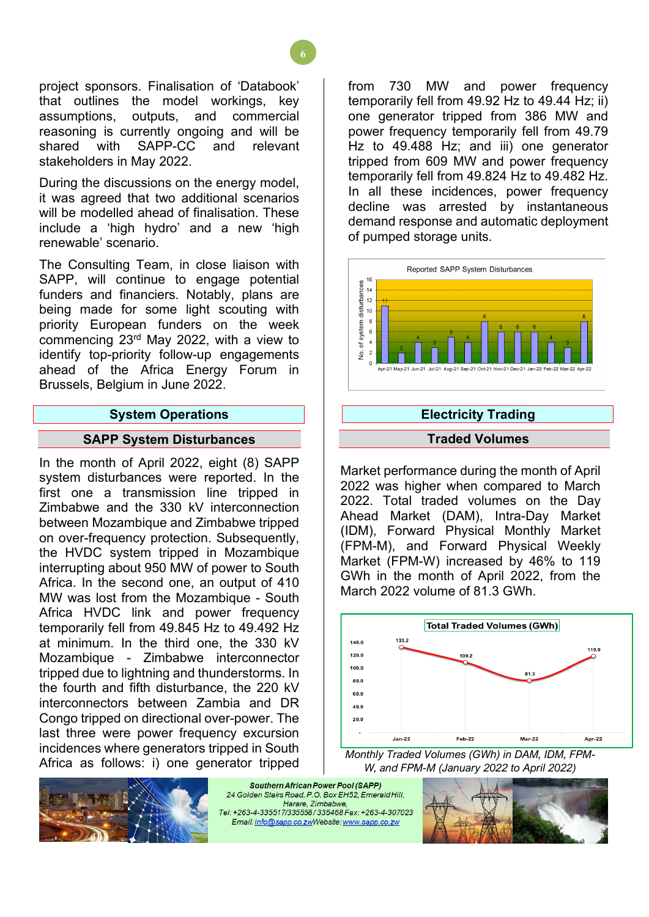project sponsors. Finalisation of 'Databook' that outlines the model workings, key assumptions, outputs, and commercial reasoning is currently ongoing and will be shared with SAPP-CC and relevant stakeholders in May 2022.

During the discussions on the energy model, it was agreed that two additional scenarios will be modelled ahead of finalisation. These include a 'high hydro' and a new 'high renewable' scenario.

The Consulting Team, in close liaison with SAPP, will continue to engage potential funders and financiers. Notably, plans are being made for some light scouting with priority European funders on the week commencing 23rd May 2022, with a view to identify top-priority follow-up engagements ahead of the Africa Energy Forum in Brussels, Belgium in June 2022.

## System Operations

### SAPP System Disturbances

In the month of April 2022, eight (8) SAPP system disturbances were reported. In the first one a transmission line tripped in Zimbabwe and the 330 kV interconnection between Mozambique and Zimbabwe tripped on over-frequency protection. Subsequently, the HVDC system tripped in Mozambique interrupting about 950 MW of power to South Africa. In the second one, an output of 410 MW was lost from the Mozambique - South Africa HVDC link and power frequency temporarily fell from 49.845 Hz to 49.492 Hz at minimum. In the third one, the 330 kV Mozambique - Zimbabwe interconnector tripped due to lightning and thunderstorms. In the fourth and fifth disturbance, the 220 kV interconnectors between Zambia and DR Congo tripped on directional over-power. The last three were power frequency excursion incidences where generators tripped in South Africa as follows: i) one generator tripped from 730 MW and power frequency temporarily fell from 49.92 Hz to 49.44 Hz; ii) one generator tripped from 386 MW and power frequency temporarily fell from 49.79 Hz to 49.488 Hz; and iii) one generator tripped from 609 MW and power frequency temporarily fell from 49.824 Hz to 49.482 Hz. In all these incidences, power frequency decline was arrested by instantaneous demand response and automatic deployment of pumped storage units.

Reported SAPP System Disturbances

| Month | No. of system disturbances |
|---|---|
| Apr-21 | 11 |
| May-21 | 2 |
| Jun-21 | 4 |
| Jul-21 | 3 |
| Aug-21 | 5 |
| Sep-21 | 4 |
| Oct-21 | 8 |
| Nov-21 | 6 |
| Dec-21 | 6 |
| Jan-22 | 6 |
| Feb-22 | 4 |
| Mar-22 | 3 |
| Apr-22 | 8 |

## Electricity Trading

### Traded Volumes

Market performance during the month of April 2022 was higher when compared to March 2022. Total traded volumes on the Day Ahead Market (DAM), Intra-Day Market (IDM), Forward Physical Monthly Market (FPM-M), and Forward Physical Weekly Market (FPM-W) increased by 46% to 119 GWh in the month of April 2022, from the March 2022 volume of 81.3 GWh.

Total Traded Volumes (GWh)

| Month | GWh |
|---|---|
| Jan-22 | 133.2 |
| Feb-22 | 109.2 |
| Mar-22 | 81.3 |
| Apr-22 | 119.0 |

*Monthly Traded Volumes (GWh) in DAM, IDM, FPM-W, and FPM-M (January 2022 to April 2022)*

**Southern African Power Pool (SAPP)**
24 Golden Stairs Road, P.O. Box EH52, Emerald Hill, Harare, Zimbabwe,
Tel: +263-4-335517/335558 / 335468 Fax: +263-4-307023
Email: info@sapp.co.zw Website: www.sapp.co.zw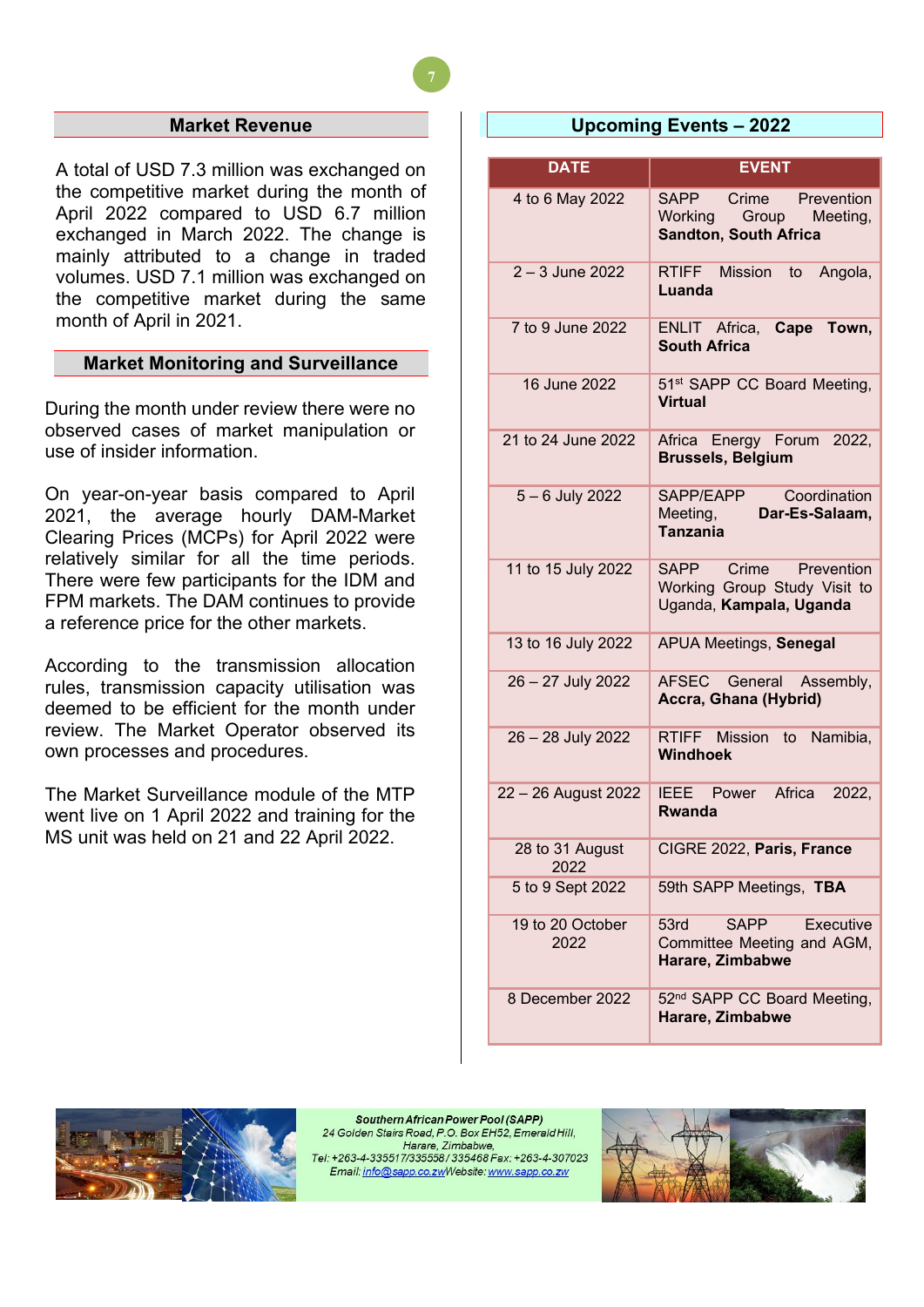## Market Revenue

A total of USD 7.3 million was exchanged on the competitive market during the month of April 2022 compared to USD 6.7 million exchanged in March 2022. The change is mainly attributed to a change in traded volumes. USD 7.1 million was exchanged on the competitive market during the same month of April in 2021.

## Market Monitoring and Surveillance

During the month under review there were no observed cases of market manipulation or use of insider information.

On year-on-year basis compared to April 2021, the average hourly DAM-Market Clearing Prices (MCPs) for April 2022 were relatively similar for all the time periods. There were few participants for the IDM and FPM markets. The DAM continues to provide a reference price for the other markets.

According to the transmission allocation rules, transmission capacity utilisation was deemed to be efficient for the month under review. The Market Operator observed its own processes and procedures.

The Market Surveillance module of the MTP went live on 1 April 2022 and training for the MS unit was held on 21 and 22 April 2022.

## Upcoming Events – 2022

| DATE | EVENT |
|---|---|
| 4 to 6 May 2022 | SAPP Crime Prevention Working Group Meeting, **Sandton, South Africa** |
| 2 – 3 June 2022 | RTIFF Mission to Angola, **Luanda** |
| 7 to 9 June 2022 | ENLIT Africa, **Cape Town, South Africa** |
| 16 June 2022 | 51st SAPP CC Board Meeting, **Virtual** |
| 21 to 24 June 2022 | Africa Energy Forum 2022, **Brussels, Belgium** |
| 5 – 6 July 2022 | SAPP/EAPP Coordination Meeting, **Dar-Es-Salaam, Tanzania** |
| 11 to 15 July 2022 | SAPP Crime Prevention Working Group Study Visit to Uganda, **Kampala, Uganda** |
| 13 to 16 July 2022 | APUA Meetings, **Senegal** |
| 26 – 27 July 2022 | AFSEC General Assembly, **Accra, Ghana (Hybrid)** |
| 26 – 28 July 2022 | RTIFF Mission to Namibia, **Windhoek** |
| 22 – 26 August 2022 | IEEE Power Africa 2022, **Rwanda** |
| 28 to 31 August 2022 | CIGRE 2022, **Paris, France** |
| 5 to 9 Sept 2022 | 59th SAPP Meetings, **TBA** |
| 19 to 20 October 2022 | 53rd SAPP Executive Committee Meeting and AGM, **Harare, Zimbabwe** |
| 8 December 2022 | 52nd SAPP CC Board Meeting, **Harare, Zimbabwe** |

***Southern African Power Pool (SAPP)***
*24 Golden Stairs Road, P.O. Box EH52, Emerald Hill, Harare, Zimbabwe,*
*Tel: +263-4-335517/335558 / 335468 Fax: +263-4-307023*
*Email: info@sapp.co.zw Website: www.sapp.co.zw*